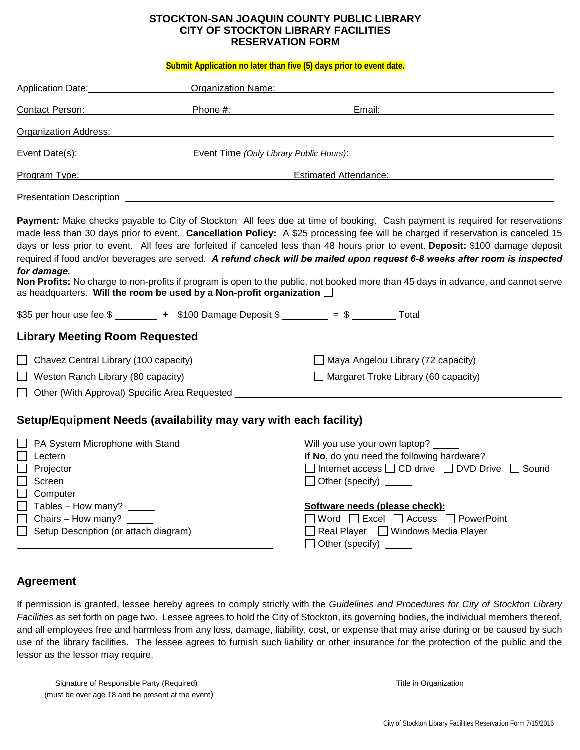**STOCKTON-SAN JOAQUIN COUNTY PUBLIC LIBRARY**
**CITY OF STOCKTON LIBRARY FACILITIES**
**RESERVATION FORM**

**Submit Application no later than five (5) days prior to event date.**

Application Date: ____________ Organization Name: ______________________________

Contact Person: ____________ Phone #: ____________ Email: ______________________

Organization Address: ______________________________________________________

Event Date(s): ____________ Event Time *(Only Library Public Hours)*: ______________________

Program Type: ______________________ Estimated Attendance: ______________________

Presentation Description ____________________________________________________

**Payment***:* Make checks payable to City of Stockton. All fees due at time of booking. Cash payment is required for reservations made less than 30 days prior to event. **Cancellation Policy:** A $25 processing fee will be charged if reservation is canceled 15 days or less prior to event. All fees are forfeited if canceled less than 48 hours prior to event. **Deposit:** $100 damage deposit required if food and/or beverages are served. ***A refund check will be mailed upon request 6-8 weeks after room is inspected for damage.***

**Non Profits:** No charge to non-profits if program is open to the public, not booked more than 45 days in advance, and cannot serve as headquarters. **Will the room be used by a Non-profit organization** ☐

$35 per hour use fee $ ________ **+** $100 Damage Deposit $ ________ = $ ________ Total

## Library Meeting Room Requested

- ☐ Chavez Central Library (100 capacity)
- ☐ Maya Angelou Library (72 capacity)
- ☐ Weston Ranch Library (80 capacity)
- ☐ Margaret Troke Library (60 capacity)
- ☐ Other (With Approval) Specific Area Requested ______________________

## Setup/Equipment Needs (availability may vary with each facility)

- ☐ PA System Microphone with Stand
- ☐ Lectern
- ☐ Projector
- ☐ Screen
- ☐ Computer
- ☐ Tables – How many? _____
- ☐ Chairs – How many? _____
- ☐ Setup Description (or attach diagram)

______________________________________

Will you use your own laptop? _____

**If No**, do you need the following hardware?

☐ Internet access ☐ CD drive ☐ DVD Drive ☐ Sound

☐ Other (specify) _____

**Software needs (please check):**

☐ Word ☐ Excel ☐ Access ☐ PowerPoint

☐ Real Player ☐ Windows Media Player

☐ Other (specify) _____

## Agreement

If permission is granted, lessee hereby agrees to comply strictly with the *Guidelines and Procedures for City of Stockton Library Facilities* as set forth on page two. Lessee agrees to hold the City of Stockton, its governing bodies, the individual members thereof, and all employees free and harmless from any loss, damage, liability, cost, or expense that may arise during or be caused by such use of the library facilities. The lessee agrees to furnish such liability or other insurance for the protection of the public and the lessor as the lessor may require.

______________________________________ ______________________________________

Signature of Responsible Party (Required) (must be over age 18 and be present at the event) — Title in Organization

City of Stockton Library Facilities Reservation Form 7/15/2016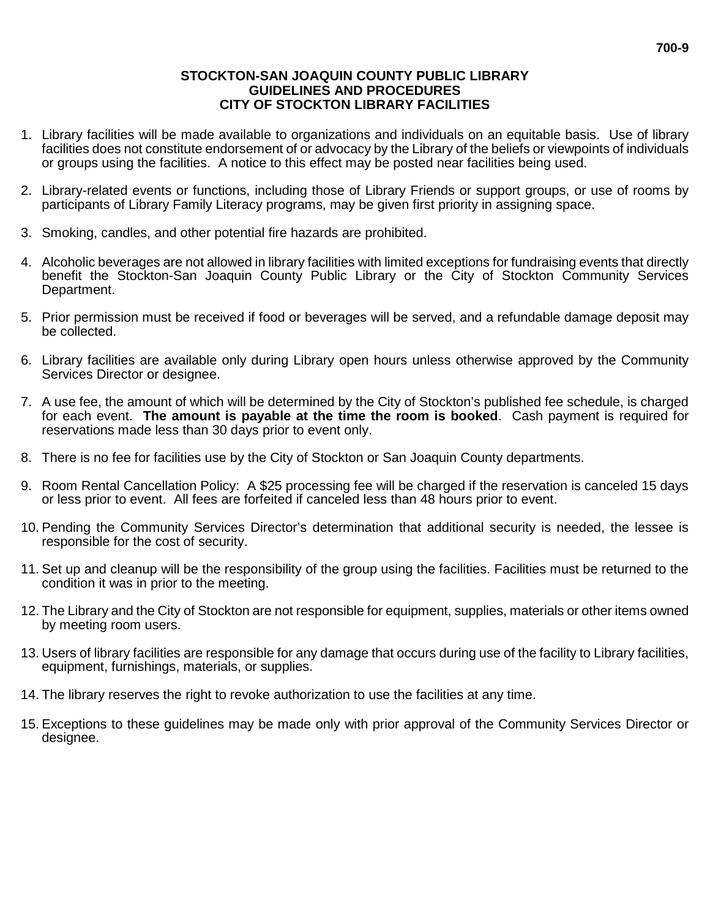**STOCKTON-SAN JOAQUIN COUNTY PUBLIC LIBRARY**
**GUIDELINES AND PROCEDURES**
**CITY OF STOCKTON LIBRARY FACILITIES**

1. Library facilities will be made available to organizations and individuals on an equitable basis. Use of library facilities does not constitute endorsement of or advocacy by the Library of the beliefs or viewpoints of individuals or groups using the facilities. A notice to this effect may be posted near facilities being used.

2. Library-related events or functions, including those of Library Friends or support groups, or use of rooms by participants of Library Family Literacy programs, may be given first priority in assigning space.

3. Smoking, candles, and other potential fire hazards are prohibited.

4. Alcoholic beverages are not allowed in library facilities with limited exceptions for fundraising events that directly benefit the Stockton-San Joaquin County Public Library or the City of Stockton Community Services Department.

5. Prior permission must be received if food or beverages will be served, and a refundable damage deposit may be collected.

6. Library facilities are available only during Library open hours unless otherwise approved by the Community Services Director or designee.

7. A use fee, the amount of which will be determined by the City of Stockton's published fee schedule, is charged for each event. **The amount is payable at the time the room is booked**. Cash payment is required for reservations made less than 30 days prior to event only.

8. There is no fee for facilities use by the City of Stockton or San Joaquin County departments.

9. Room Rental Cancellation Policy: A $25 processing fee will be charged if the reservation is canceled 15 days or less prior to event. All fees are forfeited if canceled less than 48 hours prior to event.

10. Pending the Community Services Director's determination that additional security is needed, the lessee is responsible for the cost of security.

11. Set up and cleanup will be the responsibility of the group using the facilities. Facilities must be returned to the condition it was in prior to the meeting.

12. The Library and the City of Stockton are not responsible for equipment, supplies, materials or other items owned by meeting room users.

13. Users of library facilities are responsible for any damage that occurs during use of the facility to Library facilities, equipment, furnishings, materials, or supplies.

14. The library reserves the right to revoke authorization to use the facilities at any time.

15. Exceptions to these guidelines may be made only with prior approval of the Community Services Director or designee.